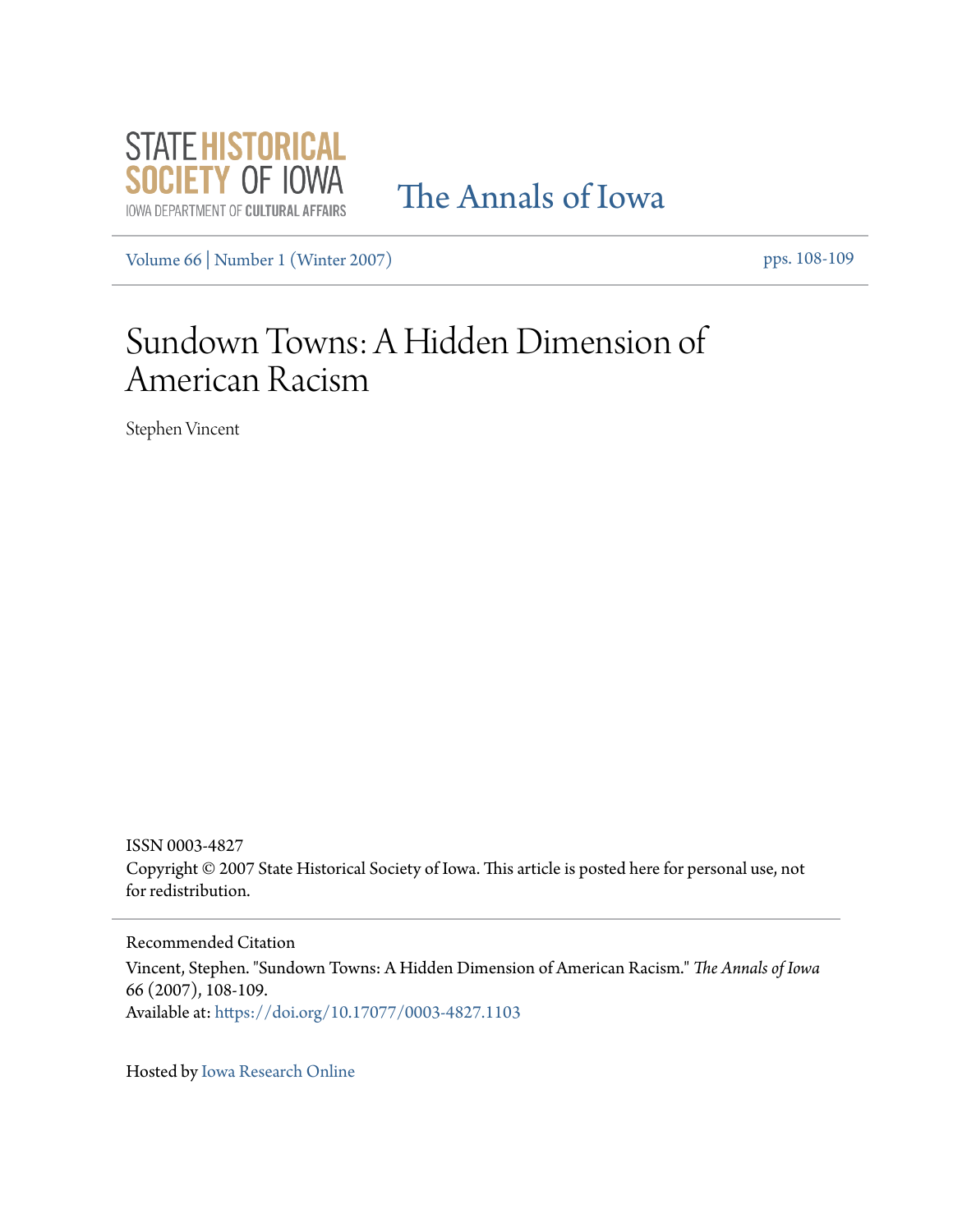STATE HISTORICAL SOCIETY OF IOWA
IOWA DEPARTMENT OF CULTURAL AFFAIRS

The Annals of Iowa

Volume 66 | Number 1 (Winter 2007) pps. 108-109

# Sundown Towns: A Hidden Dimension of American Racism

Stephen Vincent

ISSN 0003-4827

Copyright © 2007 State Historical Society of Iowa. This article is posted here for personal use, not for redistribution.

Recommended Citation

Vincent, Stephen. "Sundown Towns: A Hidden Dimension of American Racism." *The Annals of Iowa* 66 (2007), 108-109.

Available at: https://doi.org/10.17077/0003-4827.1103

Hosted by Iowa Research Online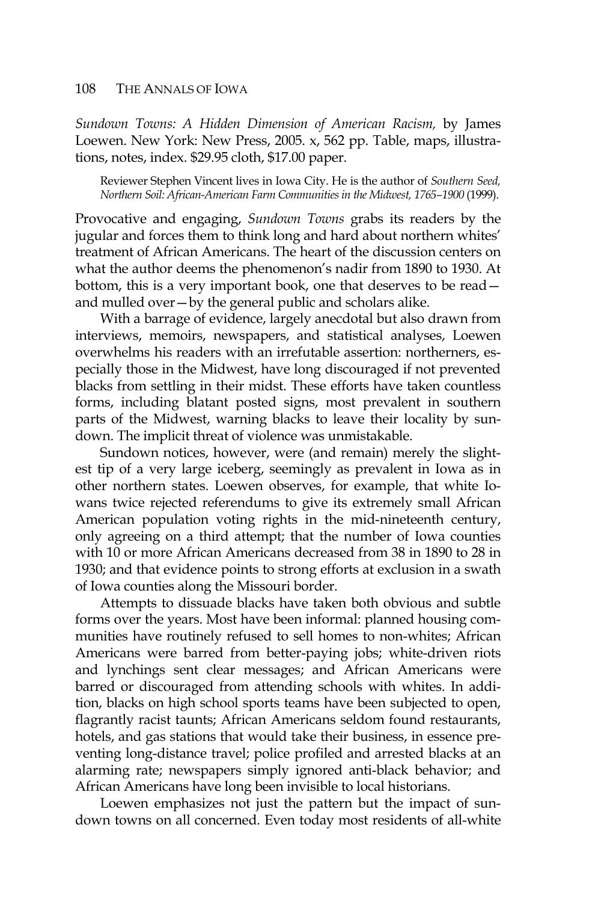*Sundown Towns: A Hidden Dimension of American Racism,* by James Loewen. New York: New Press, 2005. x, 562 pp. Table, maps, illustrations, notes, index. $29.95 cloth, $17.00 paper.

Reviewer Stephen Vincent lives in Iowa City. He is the author of *Southern Seed, Northern Soil: African-American Farm Communities in the Midwest, 1765–1900* (1999).

Provocative and engaging, *Sundown Towns* grabs its readers by the jugular and forces them to think long and hard about northern whites' treatment of African Americans. The heart of the discussion centers on what the author deems the phenomenon's nadir from 1890 to 1930. At bottom, this is a very important book, one that deserves to be read—and mulled over—by the general public and scholars alike.

With a barrage of evidence, largely anecdotal but also drawn from interviews, memoirs, newspapers, and statistical analyses, Loewen overwhelms his readers with an irrefutable assertion: northerners, especially those in the Midwest, have long discouraged if not prevented blacks from settling in their midst. These efforts have taken countless forms, including blatant posted signs, most prevalent in southern parts of the Midwest, warning blacks to leave their locality by sundown. The implicit threat of violence was unmistakable.

Sundown notices, however, were (and remain) merely the slightest tip of a very large iceberg, seemingly as prevalent in Iowa as in other northern states. Loewen observes, for example, that white Iowans twice rejected referendums to give its extremely small African American population voting rights in the mid-nineteenth century, only agreeing on a third attempt; that the number of Iowa counties with 10 or more African Americans decreased from 38 in 1890 to 28 in 1930; and that evidence points to strong efforts at exclusion in a swath of Iowa counties along the Missouri border.

Attempts to dissuade blacks have taken both obvious and subtle forms over the years. Most have been informal: planned housing communities have routinely refused to sell homes to non-whites; African Americans were barred from better-paying jobs; white-driven riots and lynchings sent clear messages; and African Americans were barred or discouraged from attending schools with whites. In addition, blacks on high school sports teams have been subjected to open, flagrantly racist taunts; African Americans seldom found restaurants, hotels, and gas stations that would take their business, in essence preventing long-distance travel; police profiled and arrested blacks at an alarming rate; newspapers simply ignored anti-black behavior; and African Americans have long been invisible to local historians.

Loewen emphasizes not just the pattern but the impact of sundown towns on all concerned. Even today most residents of all-white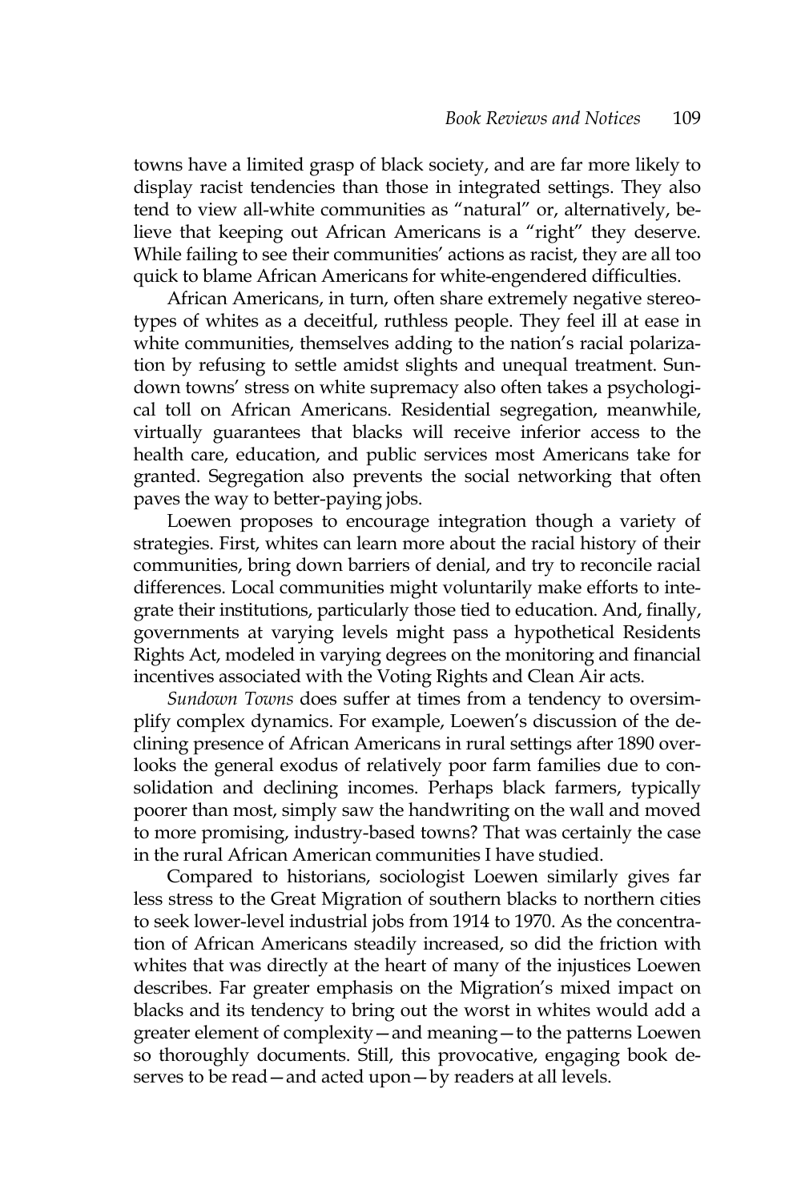towns have a limited grasp of black society, and are far more likely to display racist tendencies than those in integrated settings. They also tend to view all-white communities as "natural" or, alternatively, believe that keeping out African Americans is a "right" they deserve. While failing to see their communities' actions as racist, they are all too quick to blame African Americans for white-engendered difficulties.

African Americans, in turn, often share extremely negative stereotypes of whites as a deceitful, ruthless people. They feel ill at ease in white communities, themselves adding to the nation's racial polarization by refusing to settle amidst slights and unequal treatment. Sundown towns' stress on white supremacy also often takes a psychological toll on African Americans. Residential segregation, meanwhile, virtually guarantees that blacks will receive inferior access to the health care, education, and public services most Americans take for granted. Segregation also prevents the social networking that often paves the way to better-paying jobs.

Loewen proposes to encourage integration though a variety of strategies. First, whites can learn more about the racial history of their communities, bring down barriers of denial, and try to reconcile racial differences. Local communities might voluntarily make efforts to integrate their institutions, particularly those tied to education. And, finally, governments at varying levels might pass a hypothetical Residents Rights Act, modeled in varying degrees on the monitoring and financial incentives associated with the Voting Rights and Clean Air acts.

*Sundown Towns* does suffer at times from a tendency to oversimplify complex dynamics. For example, Loewen's discussion of the declining presence of African Americans in rural settings after 1890 overlooks the general exodus of relatively poor farm families due to consolidation and declining incomes. Perhaps black farmers, typically poorer than most, simply saw the handwriting on the wall and moved to more promising, industry-based towns? That was certainly the case in the rural African American communities I have studied.

Compared to historians, sociologist Loewen similarly gives far less stress to the Great Migration of southern blacks to northern cities to seek lower-level industrial jobs from 1914 to 1970. As the concentration of African Americans steadily increased, so did the friction with whites that was directly at the heart of many of the injustices Loewen describes. Far greater emphasis on the Migration's mixed impact on blacks and its tendency to bring out the worst in whites would add a greater element of complexity—and meaning—to the patterns Loewen so thoroughly documents. Still, this provocative, engaging book deserves to be read—and acted upon—by readers at all levels.